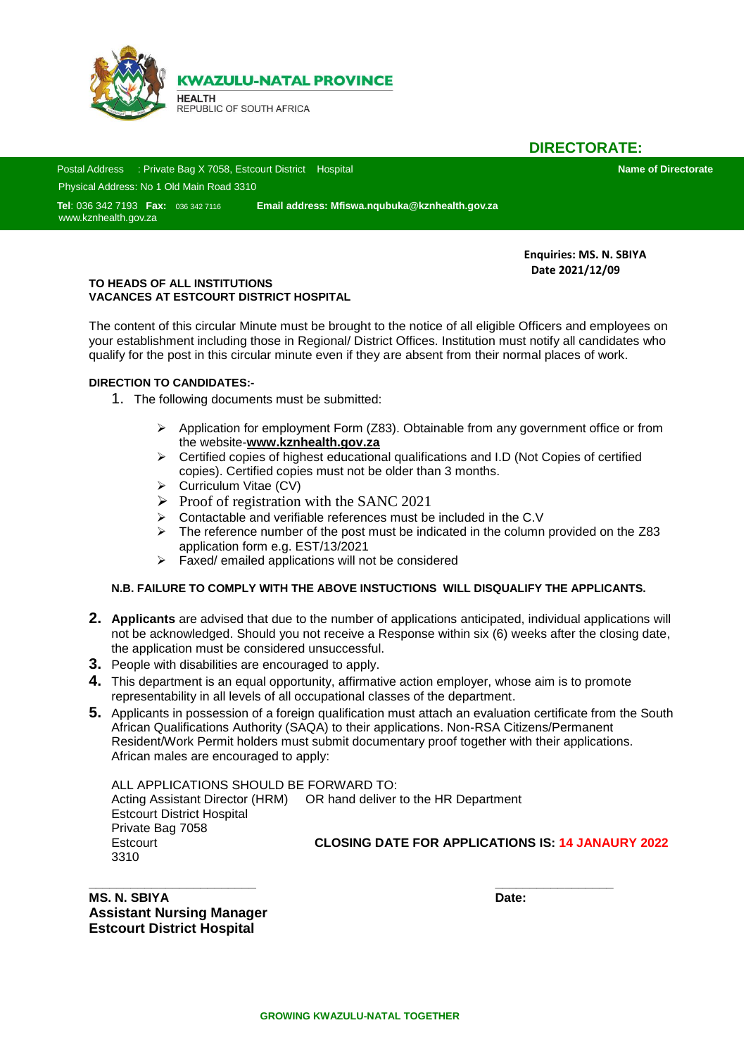**KWAZULU-NATAL PROVINCE**

HEALTH
REPUBLIC OF SOUTH AFRICA

**DIRECTORATE:**

Postal Address : Private Bag X 7058, Estcourt District Hospital
Physical Address: No 1 Old Main Road 3310
**Tel**: 036 342 7193 **Fax:** 036 342 7116 **Email address: Mfiswa.nqubuka@kznhealth.gov.za**
www.kznhealth.gov.za

**Name of Directorate**

**Enquiries: MS. N. SBIYA**
**Date 2021/12/09**

**TO HEADS OF ALL INSTITUTIONS**
**VACANCES AT ESTCOURT DISTRICT HOSPITAL**

The content of this circular Minute must be brought to the notice of all eligible Officers and employees on your establishment including those in Regional/ District Offices. Institution must notify all candidates who qualify for the post in this circular minute even if they are absent from their normal places of work.

**DIRECTION TO CANDIDATES:-**

1. The following documents must be submitted:
   - Application for employment Form (Z83). Obtainable from any government office or from the website-**www.kznhealth.gov.za**
   - Certified copies of highest educational qualifications and I.D (Not Copies of certified copies). Certified copies must not be older than 3 months.
   - Curriculum Vitae (CV)
   - Proof of registration with the SANC 2021
   - Contactable and verifiable references must be included in the C.V
   - The reference number of the post must be indicated in the column provided on the Z83 application form e.g. EST/13/2021
   - Faxed/ emailed applications will not be considered

**N.B. FAILURE TO COMPLY WITH THE ABOVE INSTUCTIONS WILL DISQUALIFY THE APPLICANTS.**

2. **Applicants** are advised that due to the number of applications anticipated, individual applications will not be acknowledged. Should you not receive a Response within six (6) weeks after the closing date, the application must be considered unsuccessful.
3. People with disabilities are encouraged to apply.
4. This department is an equal opportunity, affirmative action employer, whose aim is to promote representability in all levels of all occupational classes of the department.
5. Applicants in possession of a foreign qualification must attach an evaluation certificate from the South African Qualifications Authority (SAQA) to their applications. Non-RSA Citizens/Permanent Resident/Work Permit holders must submit documentary proof together with their applications. African males are encouraged to apply:

ALL APPLICATIONS SHOULD BE FORWARD TO:
Acting Assistant Director (HRM) OR hand deliver to the HR Department
Estcourt District Hospital
Private Bag 7058
Estcourt
3310

**CLOSING DATE FOR APPLICATIONS IS: 14 JANAURY 2022**

\_\_\_\_\_\_\_\_\_\_\_\_\_\_\_\_\_\_\_\_\_\_\_\_

**MS. N. SBIYA**
**Assistant Nursing Manager**
**Estcourt District Hospital**

\_\_\_\_\_\_\_\_\_\_\_\_\_\_\_\_\_\_

**Date:**

**GROWING KWAZULU-NATAL TOGETHER**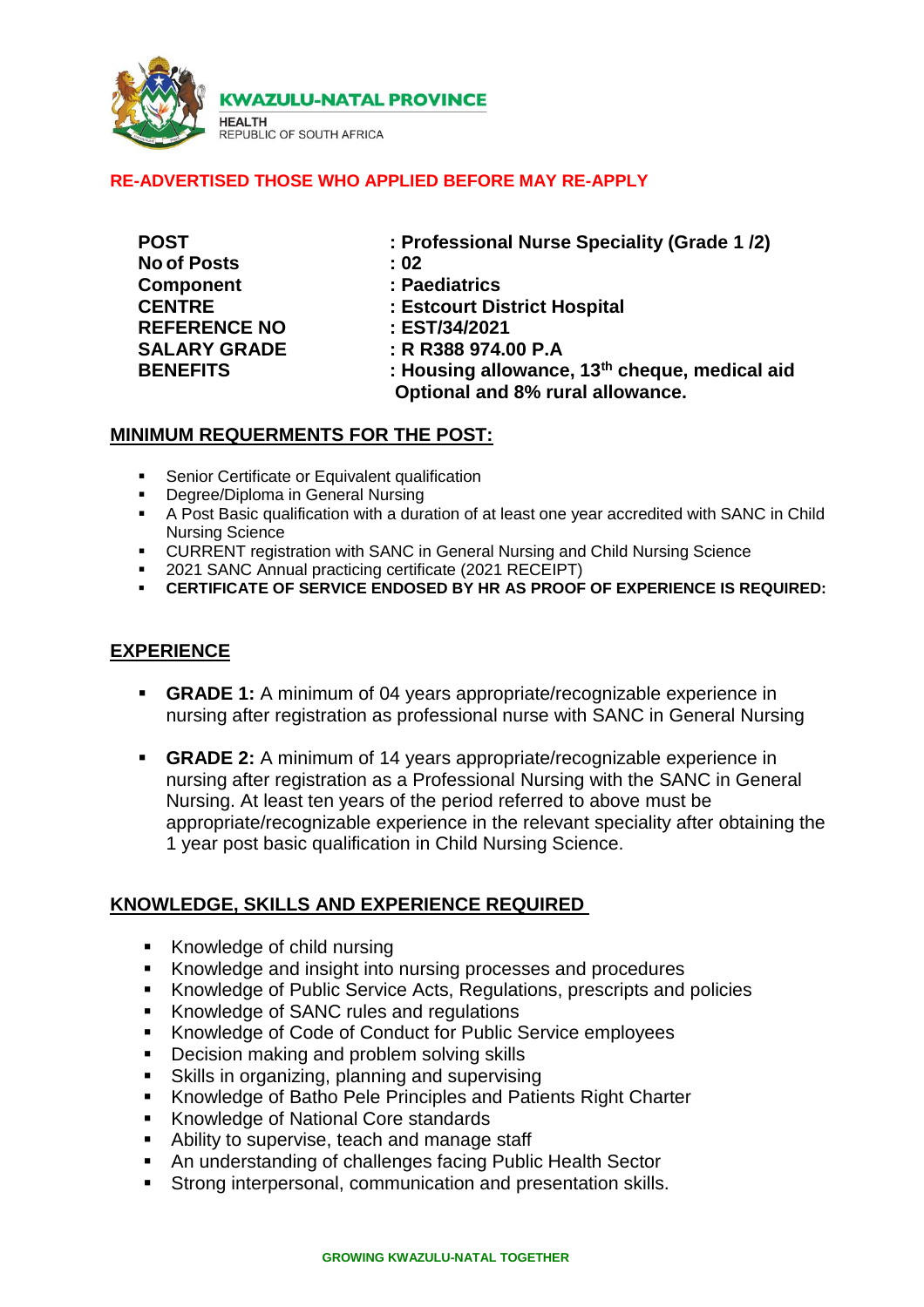**KWAZULU-NATAL PROVINCE**

HEALTH
REPUBLIC OF SOUTH AFRICA

**RE-ADVERTISED THOSE WHO APPLIED BEFORE MAY RE-APPLY**

| | |
|---|---|
| **POST** | **: Professional Nurse Speciality (Grade 1 /2)** |
| **No of Posts** | **: 02** |
| **Component** | **: Paediatrics** |
| **CENTRE** | **: Estcourt District Hospital** |
| **REFERENCE NO** | **: EST/34/2021** |
| **SALARY GRADE** | **: R R388 974.00 P.A** |
| **BENEFITS** | **: Housing allowance, 13th cheque, medical aid Optional and 8% rural allowance.** |

## MINIMUM REQUERMENTS FOR THE POST:

- Senior Certificate or Equivalent qualification
- Degree/Diploma in General Nursing
- A Post Basic qualification with a duration of at least one year accredited with SANC in Child Nursing Science
- CURRENT registration with SANC in General Nursing and Child Nursing Science
- 2021 SANC Annual practicing certificate (2021 RECEIPT)
- **CERTIFICATE OF SERVICE ENDOSED BY HR AS PROOF OF EXPERIENCE IS REQUIRED:**

## EXPERIENCE

- **GRADE 1:** A minimum of 04 years appropriate/recognizable experience in nursing after registration as professional nurse with SANC in General Nursing
- **GRADE 2:** A minimum of 14 years appropriate/recognizable experience in nursing after registration as a Professional Nursing with the SANC in General Nursing. At least ten years of the period referred to above must be appropriate/recognizable experience in the relevant speciality after obtaining the 1 year post basic qualification in Child Nursing Science.

## KNOWLEDGE, SKILLS AND EXPERIENCE REQUIRED

- Knowledge of child nursing
- Knowledge and insight into nursing processes and procedures
- Knowledge of Public Service Acts, Regulations, prescripts and policies
- Knowledge of SANC rules and regulations
- Knowledge of Code of Conduct for Public Service employees
- Decision making and problem solving skills
- Skills in organizing, planning and supervising
- Knowledge of Batho Pele Principles and Patients Right Charter
- Knowledge of National Core standards
- Ability to supervise, teach and manage staff
- An understanding of challenges facing Public Health Sector
- Strong interpersonal, communication and presentation skills.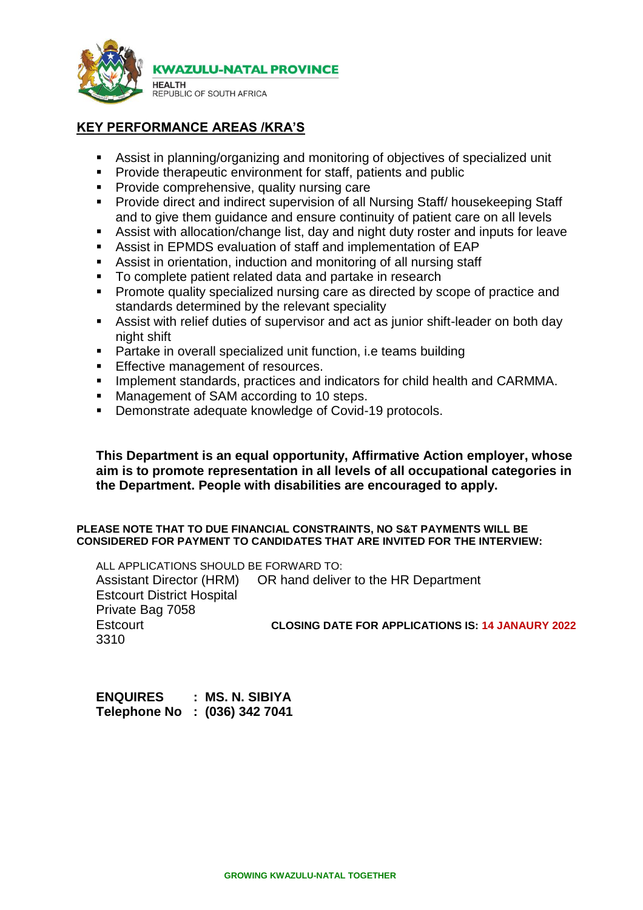KWAZULU-NATAL PROVINCE

HEALTH
REPUBLIC OF SOUTH AFRICA

## KEY PERFORMANCE AREAS /KRA'S

- Assist in planning/organizing and monitoring of objectives of specialized unit
- Provide therapeutic environment for staff, patients and public
- Provide comprehensive, quality nursing care
- Provide direct and indirect supervision of all Nursing Staff/ housekeeping Staff and to give them guidance and ensure continuity of patient care on all levels
- Assist with allocation/change list, day and night duty roster and inputs for leave
- Assist in EPMDS evaluation of staff and implementation of EAP
- Assist in orientation, induction and monitoring of all nursing staff
- To complete patient related data and partake in research
- Promote quality specialized nursing care as directed by scope of practice and standards determined by the relevant speciality
- Assist with relief duties of supervisor and act as junior shift-leader on both day night shift
- Partake in overall specialized unit function, i.e teams building
- Effective management of resources.
- Implement standards, practices and indicators for child health and CARMMA.
- Management of SAM according to 10 steps.
- Demonstrate adequate knowledge of Covid-19 protocols.

**This Department is an equal opportunity, Affirmative Action employer, whose aim is to promote representation in all levels of all occupational categories in the Department. People with disabilities are encouraged to apply.**

**PLEASE NOTE THAT TO DUE FINANCIAL CONSTRAINTS, NO S&T PAYMENTS WILL BE CONSIDERED FOR PAYMENT TO CANDIDATES THAT ARE INVITED FOR THE INTERVIEW:**

ALL APPLICATIONS SHOULD BE FORWARD TO:
Assistant Director (HRM)
Estcourt District Hospital
Private Bag 7058
Estcourt
3310

OR hand deliver to the HR Department

**CLOSING DATE FOR APPLICATIONS IS: 14 JANAURY 2022**

**ENQUIRES : MS. N. SIBIYA**
**Telephone No : (036) 342 7041**

GROWING KWAZULU-NATAL TOGETHER